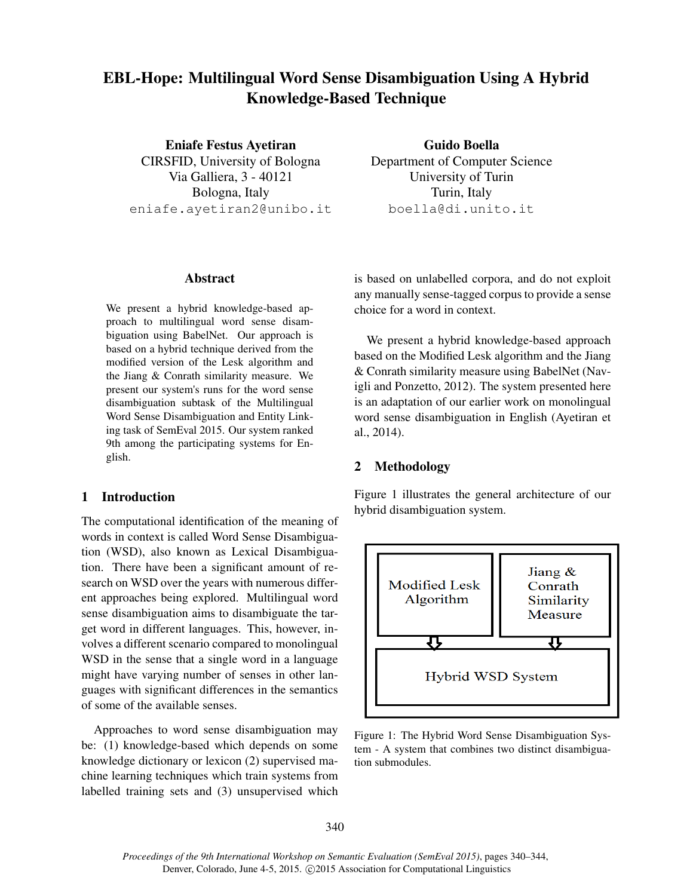# EBL-Hope: Multilingual Word Sense Disambiguation Using A Hybrid Knowledge-Based Technique

**Eniafe Festus Ayetiran**
CIRSFID, University of Bologna
Via Galliera, 3 - 40121
Bologna, Italy
eniafe.ayetiran2@unibo.it

**Guido Boella**
Department of Computer Science
University of Turin
Turin, Italy
boella@di.unito.it

## Abstract

We present a hybrid knowledge-based approach to multilingual word sense disambiguation using BabelNet. Our approach is based on a hybrid technique derived from the modified version of the Lesk algorithm and the Jiang & Conrath similarity measure. We present our system's runs for the word sense disambiguation subtask of the Multilingual Word Sense Disambiguation and Entity Linking task of SemEval 2015. Our system ranked 9th among the participating systems for English.

## 1 Introduction

The computational identification of the meaning of words in context is called Word Sense Disambiguation (WSD), also known as Lexical Disambiguation. There have been a significant amount of research on WSD over the years with numerous different approaches being explored. Multilingual word sense disambiguation aims to disambiguate the target word in different languages. This, however, involves a different scenario compared to monolingual WSD in the sense that a single word in a language might have varying number of senses in other languages with significant differences in the semantics of some of the available senses.

Approaches to word sense disambiguation may be: (1) knowledge-based which depends on some knowledge dictionary or lexicon (2) supervised machine learning techniques which train systems from labelled training sets and (3) unsupervised which is based on unlabelled corpora, and do not exploit any manually sense-tagged corpus to provide a sense choice for a word in context.

We present a hybrid knowledge-based approach based on the Modified Lesk algorithm and the Jiang & Conrath similarity measure using BabelNet (Navigli and Ponzetto, 2012). The system presented here is an adaptation of our earlier work on monolingual word sense disambiguation in English (Ayetiran et al., 2014).

## 2 Methodology

Figure 1 illustrates the general architecture of our hybrid disambiguation system.

Modified Lesk Algorithm | Jiang & Conrath Similarity Measure → Hybrid WSD System

Figure 1: The Hybrid Word Sense Disambiguation System - A system that combines two distinct disambiguation submodules.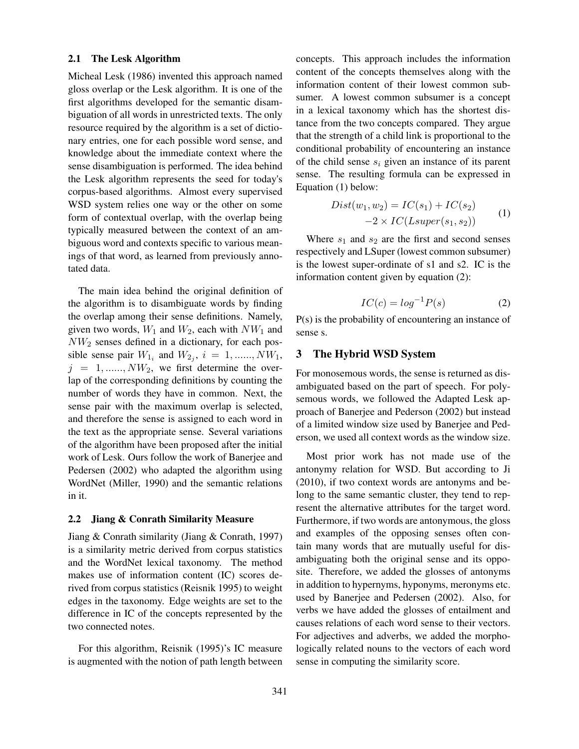### 2.1 The Lesk Algorithm

Micheal Lesk (1986) invented this approach named gloss overlap or the Lesk algorithm. It is one of the first algorithms developed for the semantic disambiguation of all words in unrestricted texts. The only resource required by the algorithm is a set of dictionary entries, one for each possible word sense, and knowledge about the immediate context where the sense disambiguation is performed. The idea behind the Lesk algorithm represents the seed for today's corpus-based algorithms. Almost every supervised WSD system relies one way or the other on some form of contextual overlap, with the overlap being typically measured between the context of an ambiguous word and contexts specific to various meanings of that word, as learned from previously annotated data.

The main idea behind the original definition of the algorithm is to disambiguate words by finding the overlap among their sense definitions. Namely, given two words, $W_1$ and $W_2$, each with $NW_1$ and $NW_2$ senses defined in a dictionary, for each possible sense pair $W_{1_i}$ and $W_{2_j}$, $i = 1, ......, NW_1$, $j = 1, ......, NW_2$, we first determine the overlap of the corresponding definitions by counting the number of words they have in common. Next, the sense pair with the maximum overlap is selected, and therefore the sense is assigned to each word in the text as the appropriate sense. Several variations of the algorithm have been proposed after the initial work of Lesk. Ours follow the work of Banerjee and Pedersen (2002) who adapted the algorithm using WordNet (Miller, 1990) and the semantic relations in it.

### 2.2 Jiang & Conrath Similarity Measure

Jiang & Conrath similarity (Jiang & Conrath, 1997) is a similarity metric derived from corpus statistics and the WordNet lexical taxonomy. The method makes use of information content (IC) scores derived from corpus statistics (Reisnik 1995) to weight edges in the taxonomy. Edge weights are set to the difference in IC of the concepts represented by the two connected notes.

For this algorithm, Reisnik (1995)'s IC measure is augmented with the notion of path length between concepts. This approach includes the information content of the concepts themselves along with the information content of their lowest common subsumer. A lowest common subsumer is a concept in a lexical taxonomy which has the shortest distance from the two concepts compared. They argue that the strength of a child link is proportional to the conditional probability of encountering an instance of the child sense $s_i$ given an instance of its parent sense. The resulting formula can be expressed in Equation (1) below:

$$Dist(w_1, w_2) = IC(s_1) + IC(s_2) - 2 \times IC(Lsuper(s_1, s_2)) \quad (1)$$

Where $s_1$ and $s_2$ are the first and second senses respectively and LSuper (lowest common subsumer) is the lowest super-ordinate of s1 and s2. IC is the information content given by equation (2):

$$IC(c) = log^{-1} P(s) \quad (2)$$

P(s) is the probability of encountering an instance of sense s.

## 3 The Hybrid WSD System

For monosemous words, the sense is returned as disambiguated based on the part of speech. For polysemous words, we followed the Adapted Lesk approach of Banerjee and Pederson (2002) but instead of a limited window size used by Banerjee and Pederson, we used all context words as the window size.

Most prior work has not made use of the antonymy relation for WSD. But according to Ji (2010), if two context words are antonyms and belong to the same semantic cluster, they tend to represent the alternative attributes for the target word. Furthermore, if two words are antonymous, the gloss and examples of the opposing senses often contain many words that are mutually useful for disambiguating both the original sense and its opposite. Therefore, we added the glosses of antonyms in addition to hypernyms, hyponyms, meronyms etc. used by Banerjee and Pedersen (2002). Also, for verbs we have added the glosses of entailment and causes relations of each word sense to their vectors. For adjectives and adverbs, we added the morphologically related nouns to the vectors of each word sense in computing the similarity score.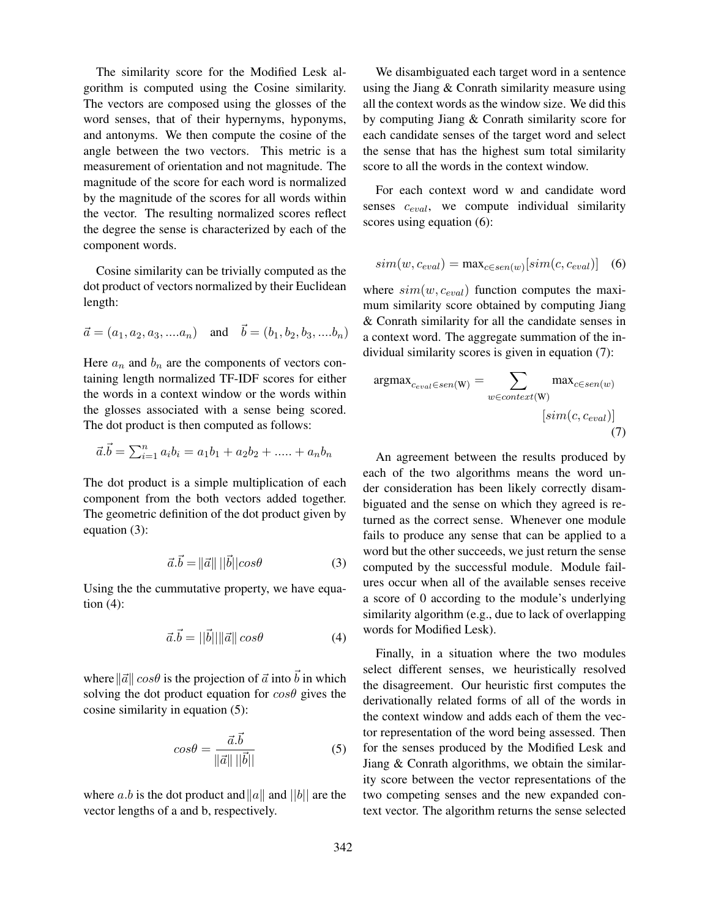The similarity score for the Modified Lesk algorithm is computed using the Cosine similarity. The vectors are composed using the glosses of the word senses, that of their hypernyms, hyponyms, and antonyms. We then compute the cosine of the angle between the two vectors. This metric is a measurement of orientation and not magnitude. The magnitude of the score for each word is normalized by the magnitude of the scores for all words within the vector. The resulting normalized scores reflect the degree the sense is characterized by each of the component words.

Cosine similarity can be trivially computed as the dot product of vectors normalized by their Euclidean length:

$$\vec{a} = (a_1, a_2, a_3, ....a_n) \quad \text{and} \quad \vec{b} = (b_1, b_2, b_3, ....b_n)$$

Here $a_n$ and $b_n$ are the components of vectors containing length normalized TF-IDF scores for either the words in a context window or the words within the glosses associated with a sense being scored. The dot product is then computed as follows:

$$\vec{a}.\vec{b} = \sum_{i=1}^{n} a_i b_i = a_1 b_1 + a_2 b_2 + ..... + a_n b_n$$

The dot product is a simple multiplication of each component from the both vectors added together. The geometric definition of the dot product given by equation (3):

$$\vec{a}.\vec{b} = \|\vec{a}\| \, ||\vec{b}|| cos\theta \tag{3}$$

Using the the cummutative property, we have equation (4):

$$\vec{a}.\vec{b} = ||\vec{b}|| \|\vec{a}\| \, cos\theta \tag{4}$$

where $\|\vec{a}\| \, cos\theta$ is the projection of $\vec{a}$ into $\vec{b}$ in which solving the dot product equation for $cos\theta$ gives the cosine similarity in equation (5):

$$cos\theta = \frac{\vec{a}.\vec{b}}{\|\vec{a}\| \, ||\vec{b}||} \tag{5}$$

where $a.b$ is the dot product and $\|a\|$ and $||b||$ are the vector lengths of a and b, respectively.

We disambiguated each target word in a sentence using the Jiang & Conrath similarity measure using all the context words as the window size. We did this by computing Jiang & Conrath similarity score for each candidate senses of the target word and select the sense that has the highest sum total similarity score to all the words in the context window.

For each context word w and candidate word senses $c_{eval}$, we compute individual similarity scores using equation (6):

$$sim(w, c_{eval}) = \max_{c \in sen(w)}[sim(c, c_{eval})] \tag{6}$$

where $sim(w, c_{eval})$ function computes the maximum similarity score obtained by computing Jiang & Conrath similarity for all the candidate senses in a context word. The aggregate summation of the individual similarity scores is given in equation (7):

$$\text{argmax}_{c_{eval} \in sen(\text{W})} = \sum_{w \in context(\text{W})} \max_{c \in sen(w)} [sim(c, c_{eval})] \tag{7}$$

An agreement between the results produced by each of the two algorithms means the word under consideration has been likely correctly disambiguated and the sense on which they agreed is returned as the correct sense. Whenever one module fails to produce any sense that can be applied to a word but the other succeeds, we just return the sense computed by the successful module. Module failures occur when all of the available senses receive a score of 0 according to the module's underlying similarity algorithm (e.g., due to lack of overlapping words for Modified Lesk).

Finally, in a situation where the two modules select different senses, we heuristically resolved the disagreement. Our heuristic first computes the derivationally related forms of all of the words in the context window and adds each of them the vector representation of the word being assessed. Then for the senses produced by the Modified Lesk and Jiang & Conrath algorithms, we obtain the similarity score between the vector representations of the two competing senses and the new expanded context vector. The algorithm returns the sense selected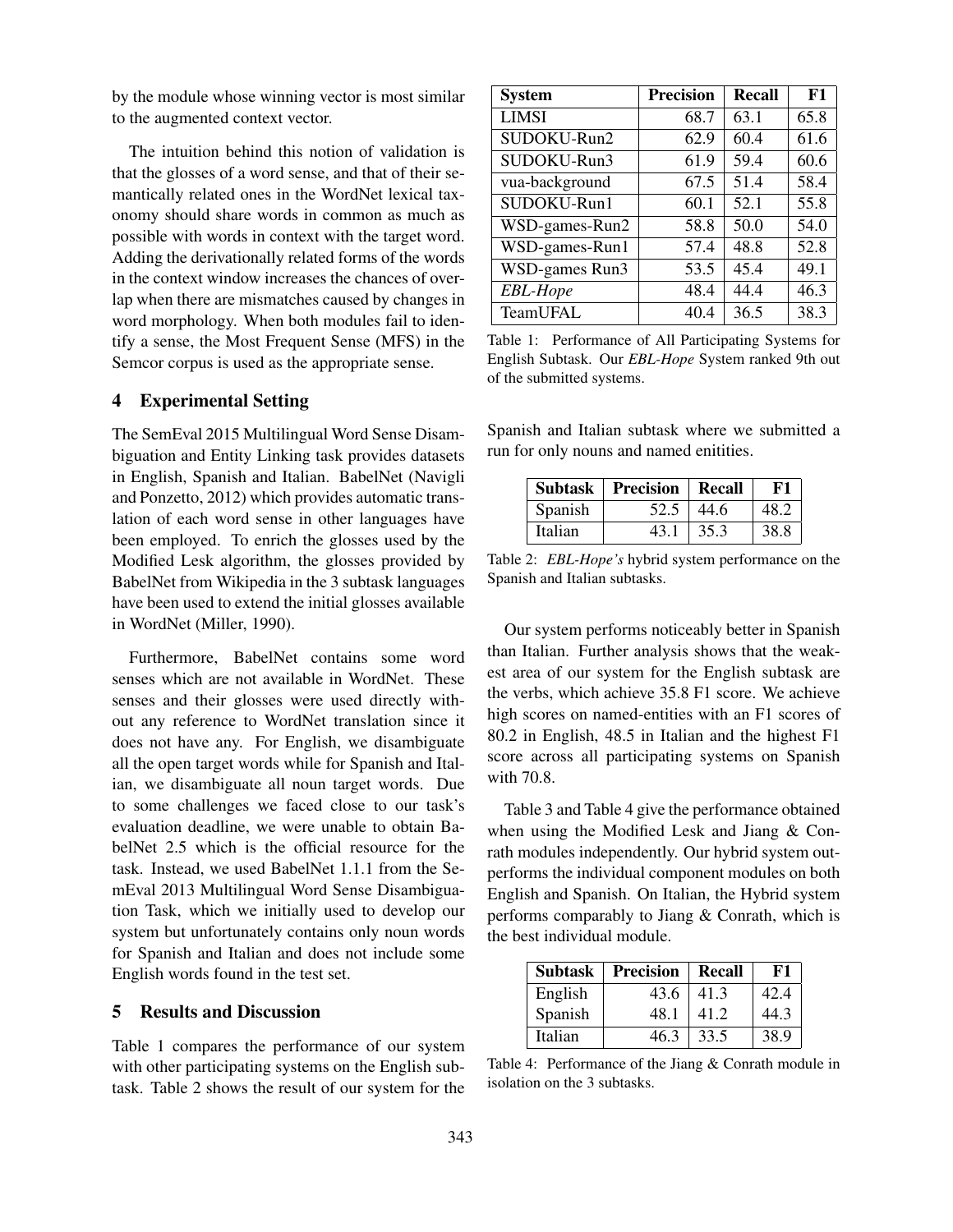by the module whose winning vector is most similar to the augmented context vector.

The intuition behind this notion of validation is that the glosses of a word sense, and that of their semantically related ones in the WordNet lexical taxonomy should share words in common as much as possible with words in context with the target word. Adding the derivationally related forms of the words in the context window increases the chances of overlap when there are mismatches caused by changes in word morphology. When both modules fail to identify a sense, the Most Frequent Sense (MFS) in the Semcor corpus is used as the appropriate sense.

## 4 Experimental Setting

The SemEval 2015 Multilingual Word Sense Disambiguation and Entity Linking task provides datasets in English, Spanish and Italian. BabelNet (Navigli and Ponzetto, 2012) which provides automatic translation of each word sense in other languages have been employed. To enrich the glosses used by the Modified Lesk algorithm, the glosses provided by BabelNet from Wikipedia in the 3 subtask languages have been used to extend the initial glosses available in WordNet (Miller, 1990).

Furthermore, BabelNet contains some word senses which are not available in WordNet. These senses and their glosses were used directly without any reference to WordNet translation since it does not have any. For English, we disambiguate all the open target words while for Spanish and Italian, we disambiguate all noun target words. Due to some challenges we faced close to our task's evaluation deadline, we were unable to obtain BabelNet 2.5 which is the official resource for the task. Instead, we used BabelNet 1.1.1 from the SemEval 2013 Multilingual Word Sense Disambiguation Task, which we initially used to develop our system but unfortunately contains only noun words for Spanish and Italian and does not include some English words found in the test set.

## 5 Results and Discussion

Table 1 compares the performance of our system with other participating systems on the English subtask. Table 2 shows the result of our system for the Spanish and Italian subtask where we submitted a run for only nouns and named enitities.

| System | Precision | Recall | F1 |
|---|---|---|---|
| LIMSI | 68.7 | 63.1 | 65.8 |
| SUDOKU-Run2 | 62.9 | 60.4 | 61.6 |
| SUDOKU-Run3 | 61.9 | 59.4 | 60.6 |
| vua-background | 67.5 | 51.4 | 58.4 |
| SUDOKU-Run1 | 60.1 | 52.1 | 55.8 |
| WSD-games-Run2 | 58.8 | 50.0 | 54.0 |
| WSD-games-Run1 | 57.4 | 48.8 | 52.8 |
| WSD-games Run3 | 53.5 | 45.4 | 49.1 |
| *EBL-Hope* | 48.4 | 44.4 | 46.3 |
| TeamUFAL | 40.4 | 36.5 | 38.3 |

Table 1: Performance of All Participating Systems for English Subtask. Our *EBL-Hope* System ranked 9th out of the submitted systems.

| Subtask | Precision | Recall | F1 |
|---|---|---|---|
| Spanish | 52.5 | 44.6 | 48.2 |
| Italian | 43.1 | 35.3 | 38.8 |

Table 2: *EBL-Hope's* hybrid system performance on the Spanish and Italian subtasks.

Our system performs noticeably better in Spanish than Italian. Further analysis shows that the weakest area of our system for the English subtask are the verbs, which achieve 35.8 F1 score. We achieve high scores on named-entities with an F1 scores of 80.2 in English, 48.5 in Italian and the highest F1 score across all participating systems on Spanish with 70.8.

Table 3 and Table 4 give the performance obtained when using the Modified Lesk and Jiang & Conrath modules independently. Our hybrid system outperforms the individual component modules on both English and Spanish. On Italian, the Hybrid system performs comparably to Jiang & Conrath, which is the best individual module.

| Subtask | Precision | Recall | F1 |
|---|---|---|---|
| English | 43.6 | 41.3 | 42.4 |
| Spanish | 48.1 | 41.2 | 44.3 |
| Italian | 46.3 | 33.5 | 38.9 |

Table 4: Performance of the Jiang & Conrath module in isolation on the 3 subtasks.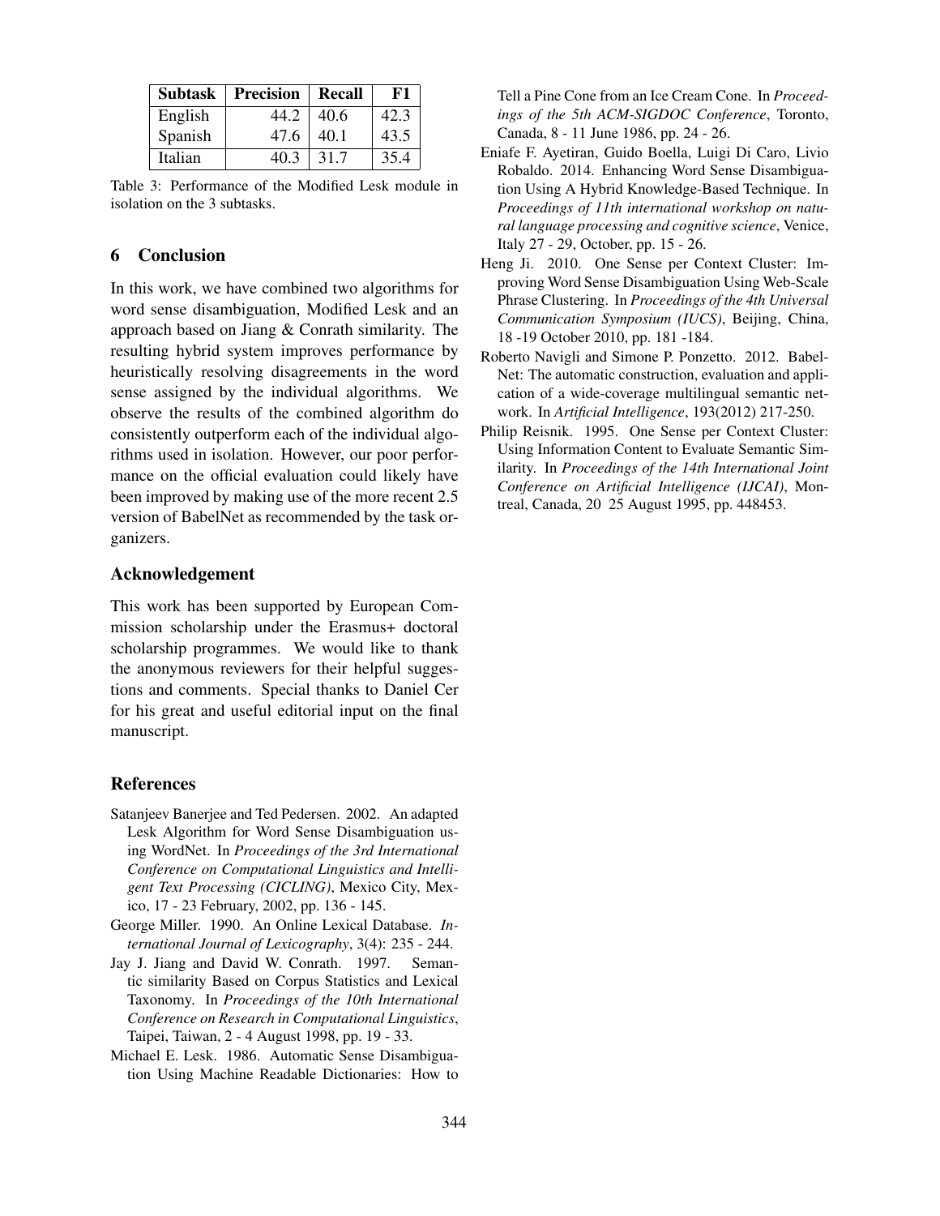| Subtask | Precision | Recall | F1 |
|---|---|---|---|
| English | 44.2 | 40.6 | 42.3 |
| Spanish | 47.6 | 40.1 | 43.5 |
| Italian | 40.3 | 31.7 | 35.4 |

Table 3: Performance of the Modified Lesk module in isolation on the 3 subtasks.

## 6 Conclusion

In this work, we have combined two algorithms for word sense disambiguation, Modified Lesk and an approach based on Jiang & Conrath similarity. The resulting hybrid system improves performance by heuristically resolving disagreements in the word sense assigned by the individual algorithms. We observe the results of the combined algorithm do consistently outperform each of the individual algorithms used in isolation. However, our poor performance on the official evaluation could likely have been improved by making use of the more recent 2.5 version of BabelNet as recommended by the task organizers.

## Acknowledgement

This work has been supported by European Commission scholarship under the Erasmus+ doctoral scholarship programmes. We would like to thank the anonymous reviewers for their helpful suggestions and comments. Special thanks to Daniel Cer for his great and useful editorial input on the final manuscript.

## References

Satanjeev Banerjee and Ted Pedersen. 2002. An adapted Lesk Algorithm for Word Sense Disambiguation using WordNet. In *Proceedings of the 3rd International Conference on Computational Linguistics and Intelligent Text Processing (CICLING)*, Mexico City, Mexico, 17 - 23 February, 2002, pp. 136 - 145.

George Miller. 1990. An Online Lexical Database. *International Journal of Lexicography*, 3(4): 235 - 244.

Jay J. Jiang and David W. Conrath. 1997. Semantic similarity Based on Corpus Statistics and Lexical Taxonomy. In *Proceedings of the 10th International Conference on Research in Computational Linguistics*, Taipei, Taiwan, 2 - 4 August 1998, pp. 19 - 33.

Michael E. Lesk. 1986. Automatic Sense Disambiguation Using Machine Readable Dictionaries: How to Tell a Pine Cone from an Ice Cream Cone. In *Proceedings of the 5th ACM-SIGDOC Conference*, Toronto, Canada, 8 - 11 June 1986, pp. 24 - 26.

Eniafe F. Ayetiran, Guido Boella, Luigi Di Caro, Livio Robaldo. 2014. Enhancing Word Sense Disambiguation Using A Hybrid Knowledge-Based Technique. In *Proceedings of 11th international workshop on natural language processing and cognitive science*, Venice, Italy 27 - 29, October, pp. 15 - 26.

Heng Ji. 2010. One Sense per Context Cluster: Improving Word Sense Disambiguation Using Web-Scale Phrase Clustering. In *Proceedings of the 4th Universal Communication Symposium (IUCS)*, Beijing, China, 18 -19 October 2010, pp. 181 -184.

Roberto Navigli and Simone P. Ponzetto. 2012. BabelNet: The automatic construction, evaluation and application of a wide-coverage multilingual semantic network. In *Artificial Intelligence*, 193(2012) 217-250.

Philip Reisnik. 1995. One Sense per Context Cluster: Using Information Content to Evaluate Semantic Similarity. In *Proceedings of the 14th International Joint Conference on Artificial Intelligence (IJCAI)*, Montreal, Canada, 20 25 August 1995, pp. 448453.